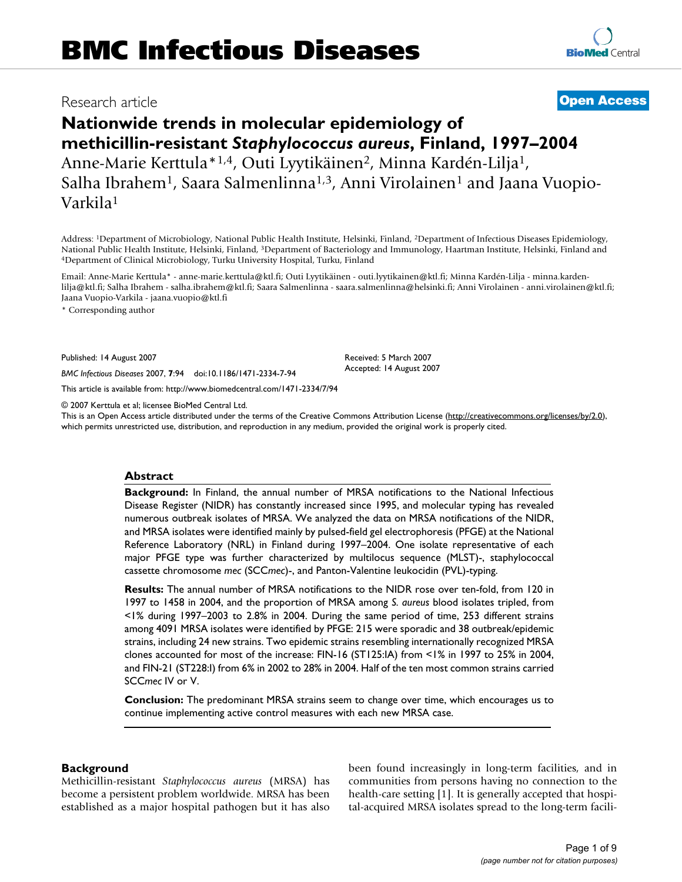# BMC Infectious Diseases

Research article

**Open Access**

## Nationwide trends in molecular epidemiology of methicillin-resistant *Staphylococcus aureus*, Finland, 1997–2004

Anne-Marie Kerttula*[1,4], Outi Lyytikäinen[2], Minna Kardén-Lilja[1], Salha Ibrahem[1], Saara Salmenlinna[1,3], Anni Virolainen[1] and Jaana Vuopio-Varkila[1]

Address: [1]Department of Microbiology, National Public Health Institute, Helsinki, Finland, [2]Department of Infectious Diseases Epidemiology, National Public Health Institute, Helsinki, Finland, [3]Department of Bacteriology and Immunology, Haartman Institute, Helsinki, Finland and [4]Department of Clinical Microbiology, Turku University Hospital, Turku, Finland

Email: Anne-Marie Kerttula* - anne-marie.kerttula@ktl.fi; Outi Lyytikäinen - outi.lyytikainen@ktl.fi; Minna Kardén-Lilja - minna.karden-lilja@ktl.fi; Salha Ibrahem - salha.ibrahem@ktl.fi; Saara Salmenlinna - saara.salmenlinna@helsinki.fi; Anni Virolainen - anni.virolainen@ktl.fi; Jaana Vuopio-Varkila - jaana.vuopio@ktl.fi

\* Corresponding author

Published: 14 August 2007

*BMC Infectious Diseases* 2007, **7**:94 doi:10.1186/1471-2334-7-94

Received: 5 March 2007
Accepted: 14 August 2007

This article is available from: http://www.biomedcentral.com/1471-2334/7/94

© 2007 Kerttula et al; licensee BioMed Central Ltd.
This is an Open Access article distributed under the terms of the Creative Commons Attribution License (http://creativecommons.org/licenses/by/2.0), which permits unrestricted use, distribution, and reproduction in any medium, provided the original work is properly cited.

### Abstract

**Background:** In Finland, the annual number of MRSA notifications to the National Infectious Disease Register (NIDR) has constantly increased since 1995, and molecular typing has revealed numerous outbreak isolates of MRSA. We analyzed the data on MRSA notifications of the NIDR, and MRSA isolates were identified mainly by pulsed-field gel electrophoresis (PFGE) at the National Reference Laboratory (NRL) in Finland during 1997–2004. One isolate representative of each major PFGE type was further characterized by multilocus sequence (MLST)-, staphylococcal cassette chromosome *mec* (SCC*mec*)-, and Panton-Valentine leukocidin (PVL)-typing.

**Results:** The annual number of MRSA notifications to the NIDR rose over ten-fold, from 120 in 1997 to 1458 in 2004, and the proportion of MRSA among *S. aureus* blood isolates tripled, from <1% during 1997–2003 to 2.8% in 2004. During the same period of time, 253 different strains among 4091 MRSA isolates were identified by PFGE: 215 were sporadic and 38 outbreak/epidemic strains, including 24 new strains. Two epidemic strains resembling internationally recognized MRSA clones accounted for most of the increase: FIN-16 (ST125:IA) from <1% in 1997 to 25% in 2004, and FIN-21 (ST228:I) from 6% in 2002 to 28% in 2004. Half of the ten most common strains carried SCC*mec* IV or V.

**Conclusion:** The predominant MRSA strains seem to change over time, which encourages us to continue implementing active control measures with each new MRSA case.

### Background

Methicillin-resistant *Staphylococcus aureus* (MRSA) has become a persistent problem worldwide. MRSA has been established as a major hospital pathogen but it has also been found increasingly in long-term facilities, and in communities from persons having no connection to the health-care setting [1]. It is generally accepted that hospital-acquired MRSA isolates spread to the long-term facili-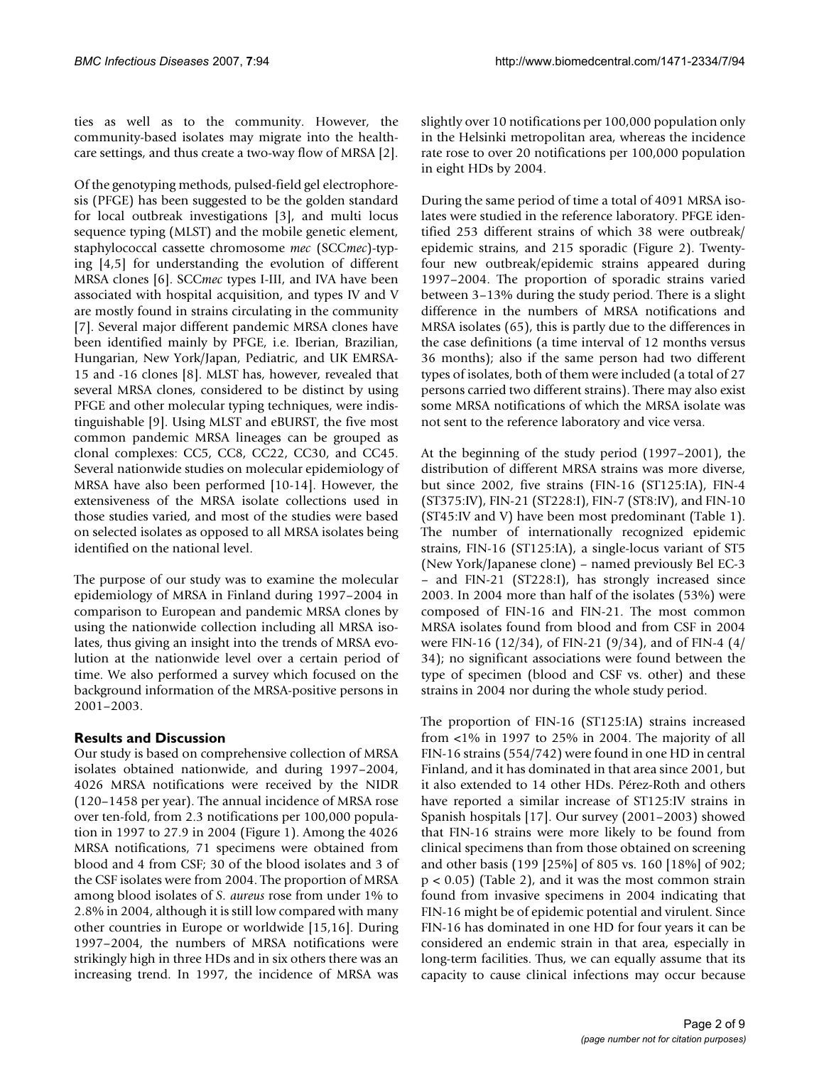ties as well as to the community. However, the community-based isolates may migrate into the health-care settings, and thus create a two-way flow of MRSA [2].

Of the genotyping methods, pulsed-field gel electrophoresis (PFGE) has been suggested to be the golden standard for local outbreak investigations [3], and multi locus sequence typing (MLST) and the mobile genetic element, staphylococcal cassette chromosome *mec* (SCC*mec*)-typing [4,5] for understanding the evolution of different MRSA clones [6]. SCC*mec* types I-III, and IVA have been associated with hospital acquisition, and types IV and V are mostly found in strains circulating in the community [7]. Several major different pandemic MRSA clones have been identified mainly by PFGE, i.e. Iberian, Brazilian, Hungarian, New York/Japan, Pediatric, and UK EMRSA-15 and -16 clones [8]. MLST has, however, revealed that several MRSA clones, considered to be distinct by using PFGE and other molecular typing techniques, were indistinguishable [9]. Using MLST and eBURST, the five most common pandemic MRSA lineages can be grouped as clonal complexes: CC5, CC8, CC22, CC30, and CC45. Several nationwide studies on molecular epidemiology of MRSA have also been performed [10-14]. However, the extensiveness of the MRSA isolate collections used in those studies varied, and most of the studies were based on selected isolates as opposed to all MRSA isolates being identified on the national level.

The purpose of our study was to examine the molecular epidemiology of MRSA in Finland during 1997–2004 in comparison to European and pandemic MRSA clones by using the nationwide collection including all MRSA isolates, thus giving an insight into the trends of MRSA evolution at the nationwide level over a certain period of time. We also performed a survey which focused on the background information of the MRSA-positive persons in 2001–2003.

## Results and Discussion

Our study is based on comprehensive collection of MRSA isolates obtained nationwide, and during 1997–2004, 4026 MRSA notifications were received by the NIDR (120–1458 per year). The annual incidence of MRSA rose over ten-fold, from 2.3 notifications per 100,000 population in 1997 to 27.9 in 2004 (Figure 1). Among the 4026 MRSA notifications, 71 specimens were obtained from blood and 4 from CSF; 30 of the blood isolates and 3 of the CSF isolates were from 2004. The proportion of MRSA among blood isolates of *S. aureus* rose from under 1% to 2.8% in 2004, although it is still low compared with many other countries in Europe or worldwide [15,16]. During 1997–2004, the numbers of MRSA notifications were strikingly high in three HDs and in six others there was an increasing trend. In 1997, the incidence of MRSA was slightly over 10 notifications per 100,000 population only in the Helsinki metropolitan area, whereas the incidence rate rose to over 20 notifications per 100,000 population in eight HDs by 2004.

During the same period of time a total of 4091 MRSA isolates were studied in the reference laboratory. PFGE identified 253 different strains of which 38 were outbreak/epidemic strains, and 215 sporadic (Figure 2). Twenty-four new outbreak/epidemic strains appeared during 1997–2004. The proportion of sporadic strains varied between 3–13% during the study period. There is a slight difference in the numbers of MRSA notifications and MRSA isolates (65), this is partly due to the differences in the case definitions (a time interval of 12 months versus 36 months); also if the same person had two different types of isolates, both of them were included (a total of 27 persons carried two different strains). There may also exist some MRSA notifications of which the MRSA isolate was not sent to the reference laboratory and vice versa.

At the beginning of the study period (1997–2001), the distribution of different MRSA strains was more diverse, but since 2002, five strains (FIN-16 (ST125:IA), FIN-4 (ST375:IV), FIN-21 (ST228:I), FIN-7 (ST8:IV), and FIN-10 (ST45:IV and V) have been most predominant (Table 1). The number of internationally recognized epidemic strains, FIN-16 (ST125:IA), a single-locus variant of ST5 (New York/Japanese clone) – named previously Bel EC-3 – and FIN-21 (ST228:I), has strongly increased since 2003. In 2004 more than half of the isolates (53%) were composed of FIN-16 and FIN-21. The most common MRSA isolates found from blood and from CSF in 2004 were FIN-16 (12/34), of FIN-21 (9/34), and of FIN-4 (4/34); no significant associations were found between the type of specimen (blood and CSF vs. other) and these strains in 2004 nor during the whole study period.

The proportion of FIN-16 (ST125:IA) strains increased from <1% in 1997 to 25% in 2004. The majority of all FIN-16 strains (554/742) were found in one HD in central Finland, and it has dominated in that area since 2001, but it also extended to 14 other HDs. Pérez-Roth and others have reported a similar increase of ST125:IV strains in Spanish hospitals [17]. Our survey (2001–2003) showed that FIN-16 strains were more likely to be found from clinical specimens than from those obtained on screening and other basis (199 [25%] of 805 vs. 160 [18%] of 902; $p < 0.05$) (Table 2), and it was the most common strain found from invasive specimens in 2004 indicating that FIN-16 might be of epidemic potential and virulent. Since FIN-16 has dominated in one HD for four years it can be considered an endemic strain in that area, especially in long-term facilities. Thus, we can equally assume that its capacity to cause clinical infections may occur because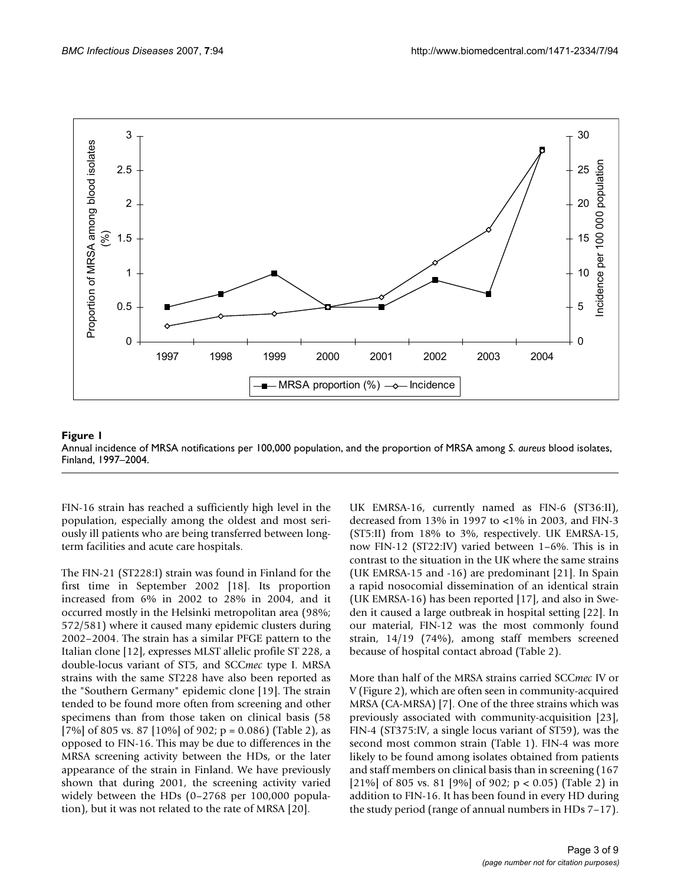**Figure 1**
Annual incidence of MRSA notifications per 100,000 population, and the proportion of MRSA among *S. aureus* blood isolates, Finland, 1997–2004.

FIN-16 strain has reached a sufficiently high level in the population, especially among the oldest and most seriously ill patients who are being transferred between long-term facilities and acute care hospitals.

The FIN-21 (ST228:I) strain was found in Finland for the first time in September 2002 [18]. Its proportion increased from 6% in 2002 to 28% in 2004, and it occurred mostly in the Helsinki metropolitan area (98%; 572/581) where it caused many epidemic clusters during 2002–2004. The strain has a similar PFGE pattern to the Italian clone [12], expresses MLST allelic profile ST 228, a double-locus variant of ST5, and SCC*mec* type I. MRSA strains with the same ST228 have also been reported as the "Southern Germany" epidemic clone [19]. The strain tended to be found more often from screening and other specimens than from those taken on clinical basis (58 [7%] of 805 vs. 87 [10%] of 902; $p = 0.086$) (Table 2), as opposed to FIN-16. This may be due to differences in the MRSA screening activity between the HDs, or the later appearance of the strain in Finland. We have previously shown that during 2001, the screening activity varied widely between the HDs (0–2768 per 100,000 population), but it was not related to the rate of MRSA [20].

UK EMRSA-16, currently named as FIN-6 (ST36:II), decreased from 13% in 1997 to <1% in 2003, and FIN-3 (ST5:II) from 18% to 3%, respectively. UK EMRSA-15, now FIN-12 (ST22:IV) varied between 1–6%. This is in contrast to the situation in the UK where the same strains (UK EMRSA-15 and -16) are predominant [21]. In Spain a rapid nosocomial dissemination of an identical strain (UK EMRSA-16) has been reported [17], and also in Sweden it caused a large outbreak in hospital setting [22]. In our material, FIN-12 was the most commonly found strain, 14/19 (74%), among staff members screened because of hospital contact abroad (Table 2).

More than half of the MRSA strains carried SCC*mec* IV or V (Figure 2), which are often seen in community-acquired MRSA (CA-MRSA) [7]. One of the three strains which was previously associated with community-acquisition [23], FIN-4 (ST375:IV, a single locus variant of ST59), was the second most common strain (Table 1). FIN-4 was more likely to be found among isolates obtained from patients and staff members on clinical basis than in screening (167 [21%] of 805 vs. 81 [9%] of 902; $p < 0.05$) (Table 2) in addition to FIN-16. It has been found in every HD during the study period (range of annual numbers in HDs 7–17).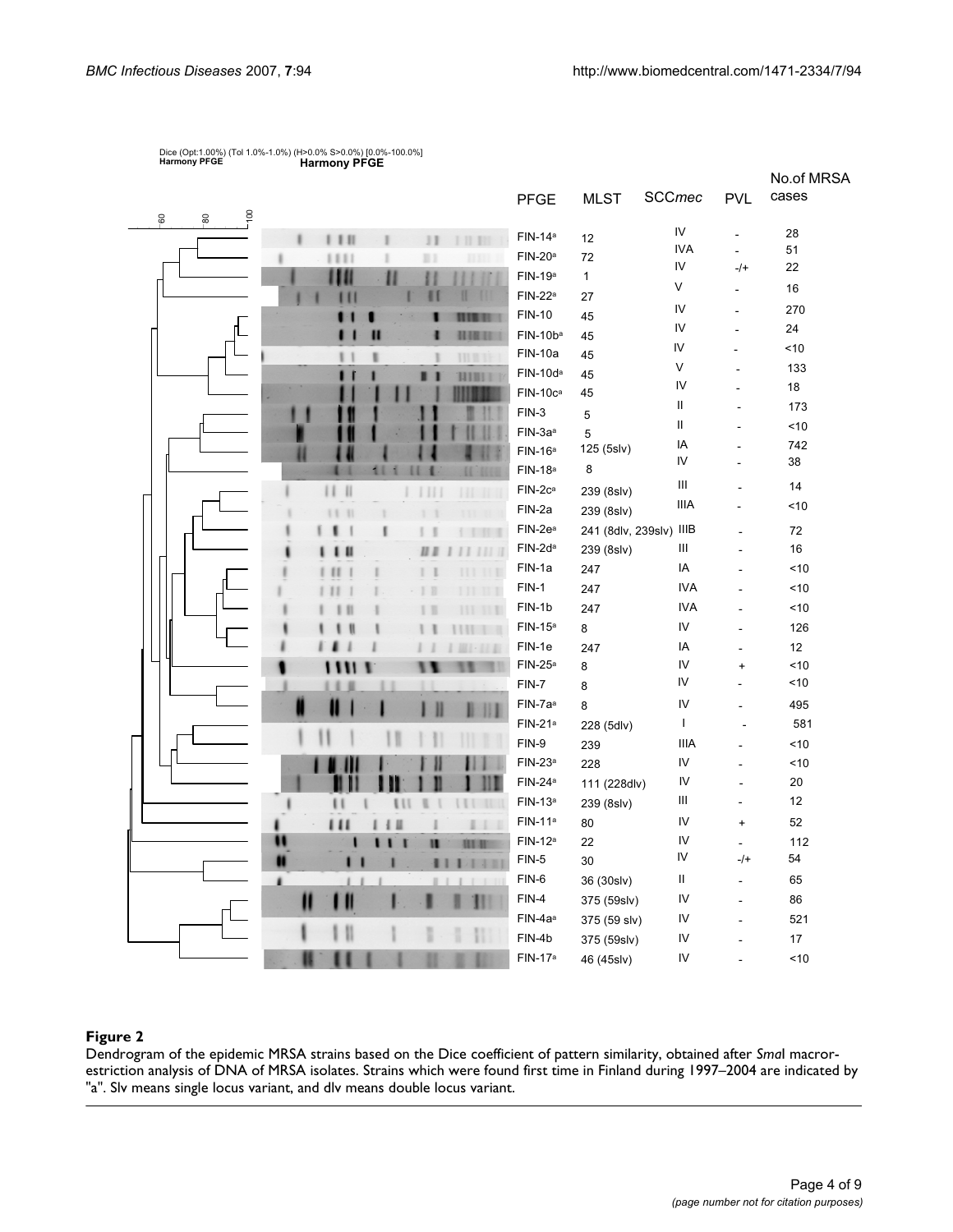Dice (Opt:1.00%) (Tol 1.0%-1.0%) (H>0.0% S>0.0%) [0.0%-100.0%]
**Harmony PFGE** **Harmony PFGE**

| PFGE | MLST | SCC*mec* | PVL | No.of MRSA cases |
|---|---|---|---|---|
| FIN-14[a] | 12 | IV | - | 28 |
| FIN-20[a] | 72 | IVA | - | 51 |
| FIN-19[a] | 1 | IV | -/+ | 22 |
| FIN-22[a] | 27 | V | - | 16 |
| FIN-10 | 45 | IV | - | 270 |
| FIN-10b[a] | 45 | IV | - | 24 |
| FIN-10a | 45 | IV | - | <10 |
| FIN-10d[a] | 45 | V | - | 133 |
| FIN-10c[a] | 45 | IV | - | 18 |
| FIN-3 | 5 | II | - | 173 |
| FIN-3a[a] | 5 | II | - | <10 |
| FIN-16[a] | 125 (5slv) | IA | - | 742 |
| FIN-18[a] | 8 | IV | - | 38 |
| FIN-2c[a] | 239 (8slv) | III | - | 14 |
| FIN-2a | 239 (8slv) | IIIA | - | <10 |
| FIN-2e[a] | 241 (8dlv, 239slv) | IIIB | - | 72 |
| FIN-2d[a] | 239 (8slv) | III | - | 16 |
| FIN-1a | 247 | IA | - | <10 |
| FIN-1 | 247 | IVA | - | <10 |
| FIN-1b | 247 | IVA | - | <10 |
| FIN-15[a] | 8 | IV | - | 126 |
| FIN-1e | 247 | IA | - | 12 |
| FIN-25[a] | 8 | IV | + | <10 |
| FIN-7 | 8 | IV | - | <10 |
| FIN-7a[a] | 8 | IV | - | 495 |
| FIN-21[a] | 228 (5dlv) | I | - | 581 |
| FIN-9 | 239 | IIIA | - | <10 |
| FIN-23[a] | 228 | IV | - | <10 |
| FIN-24[a] | 111 (228dlv) | IV | - | 20 |
| FIN-13[a] | 239 (8slv) | III | - | 12 |
| FIN-11[a] | 80 | IV | + | 52 |
| FIN-12[a] | 22 | IV | - | 112 |
| FIN-5 | 30 | IV | -/+ | 54 |
| FIN-6 | 36 (30slv) | II | - | 65 |
| FIN-4 | 375 (59slv) | IV | - | 86 |
| FIN-4a[a] | 375 (59 slv) | IV | - | 521 |
| FIN-4b | 375 (59slv) | IV | - | 17 |
| FIN-17[a] | 46 (45slv) | IV | - | <10 |

**Figure 2**

Dendrogram of the epidemic MRSA strains based on the Dice coefficient of pattern similarity, obtained after *Sma*I macrorestriction analysis of DNA of MRSA isolates. Strains which were found first time in Finland during 1997–2004 are indicated by "a". Slv means single locus variant, and dlv means double locus variant.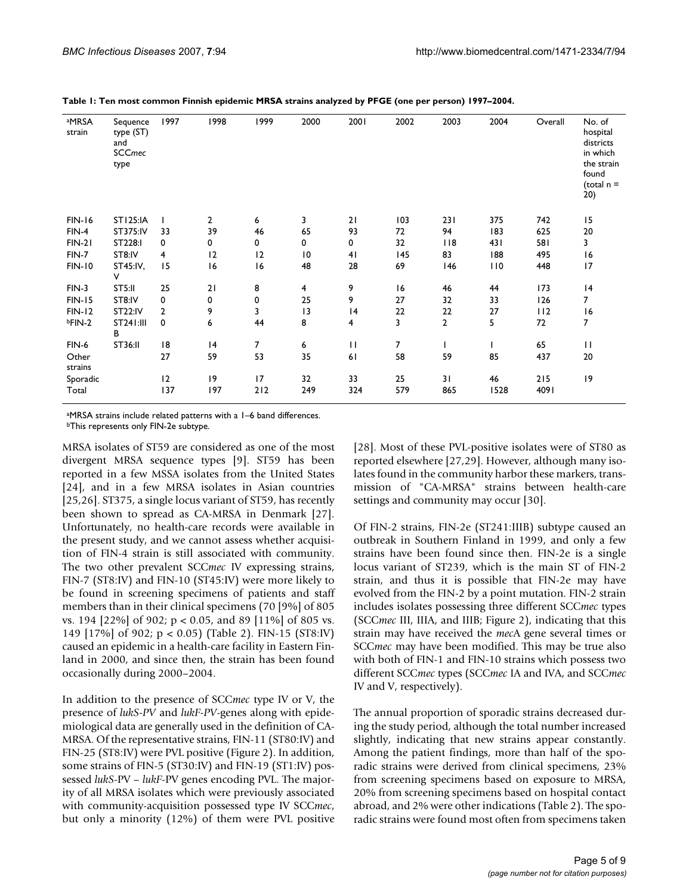**Table 1: Ten most common Finnish epidemic MRSA strains analyzed by PFGE (one per person) 1997–2004.**

| [a]MRSA strain | Sequence type (ST) and SCC*mec* type | 1997 | 1998 | 1999 | 2000 | 2001 | 2002 | 2003 | 2004 | Overall | No. of hospital districts in which the strain found (total n = 20) |
|---|---|---|---|---|---|---|---|---|---|---|---|
| FIN-16 | ST125:IA | 1 | 2 | 6 | 3 | 21 | 103 | 231 | 375 | 742 | 15 |
| FIN-4 | ST375:IV | 33 | 39 | 46 | 65 | 93 | 72 | 94 | 183 | 625 | 20 |
| FIN-21 | ST228:I | 0 | 0 | 0 | 0 | 0 | 32 | 118 | 431 | 581 | 3 |
| FIN-7 | ST8:IV | 4 | 12 | 12 | 10 | 41 | 145 | 83 | 188 | 495 | 16 |
| FIN-10 | ST45:IV, V | 15 | 16 | 16 | 48 | 28 | 69 | 146 | 110 | 448 | 17 |
| FIN-3 | ST5:II | 25 | 21 | 8 | 4 | 9 | 16 | 46 | 44 | 173 | 14 |
| FIN-15 | ST8:IV | 0 | 0 | 0 | 25 | 9 | 27 | 32 | 33 | 126 | 7 |
| FIN-12 | ST22:IV | 2 | 9 | 3 | 13 | 14 | 22 | 22 | 27 | 112 | 16 |
| [b]FIN-2 | ST241:III B | 0 | 6 | 44 | 8 | 4 | 3 | 2 | 5 | 72 | 7 |
| FIN-6 | ST36:II | 18 | 14 | 7 | 6 | 11 | 7 | 1 | 1 | 65 | 11 |
| Other strains | | 27 | 59 | 53 | 35 | 61 | 58 | 59 | 85 | 437 | 20 |
| Sporadic | | 12 | 19 | 17 | 32 | 33 | 25 | 31 | 46 | 215 | 19 |
| Total | | 137 | 197 | 212 | 249 | 324 | 579 | 865 | 1528 | 4091 | |

[a]MRSA strains include related patterns with a 1–6 band differences.
[b]This represents only FIN-2e subtype.

MRSA isolates of ST59 are considered as one of the most divergent MRSA sequence types [9]. ST59 has been reported in a few MSSA isolates from the United States [24], and in a few MRSA isolates in Asian countries [25,26]. ST375, a single locus variant of ST59, has recently been shown to spread as CA-MRSA in Denmark [27]. Unfortunately, no health-care records were available in the present study, and we cannot assess whether acquisition of FIN-4 strain is still associated with community. The two other prevalent SCC*mec* IV expressing strains, FIN-7 (ST8:IV) and FIN-10 (ST45:IV) were more likely to be found in screening specimens of patients and staff members than in their clinical specimens (70 [9%] of 805 vs. 194 [22%] of 902; $p < 0.05$, and 89 [11%] of 805 vs. 149 [17%] of 902; $p < 0.05$) (Table 2). FIN-15 (ST8:IV) caused an epidemic in a health-care facility in Eastern Finland in 2000, and since then, the strain has been found occasionally during 2000–2004.

In addition to the presence of SCC*mec* type IV or V, the presence of *lukS-PV* and *lukF-PV*-genes along with epidemiological data are generally used in the definition of CA-MRSA. Of the representative strains, FIN-11 (ST80:IV) and FIN-25 (ST8:IV) were PVL positive (Figure 2). In addition, some strains of FIN-5 (ST30:IV) and FIN-19 (ST1:IV) possessed *lukS*-PV – *lukF*-PV genes encoding PVL. The majority of all MRSA isolates which were previously associated with community-acquisition possessed type IV SCC*mec*, but only a minority (12%) of them were PVL positive [28]. Most of these PVL-positive isolates were of ST80 as reported elsewhere [27,29]. However, although many isolates found in the community harbor these markers, transmission of "CA-MRSA" strains between health-care settings and community may occur [30].

Of FIN-2 strains, FIN-2e (ST241:IIIB) subtype caused an outbreak in Southern Finland in 1999, and only a few strains have been found since then. FIN-2e is a single locus variant of ST239, which is the main ST of FIN-2 strain, and thus it is possible that FIN-2e may have evolved from the FIN-2 by a point mutation. FIN-2 strain includes isolates possessing three different SCC*mec* types (SCC*mec* III, IIIA, and IIIB; Figure 2), indicating that this strain may have received the *mec*A gene several times or SCC*mec* may have been modified. This may be true also with both of FIN-1 and FIN-10 strains which possess two different SCC*mec* types (SCC*mec* IA and IVA, and SCC*mec* IV and V, respectively).

The annual proportion of sporadic strains decreased during the study period, although the total number increased slightly, indicating that new strains appear constantly. Among the patient findings, more than half of the sporadic strains were derived from clinical specimens, 23% from screening specimens based on exposure to MRSA, 20% from screening specimens based on hospital contact abroad, and 2% were other indications (Table 2). The sporadic strains were found most often from specimens taken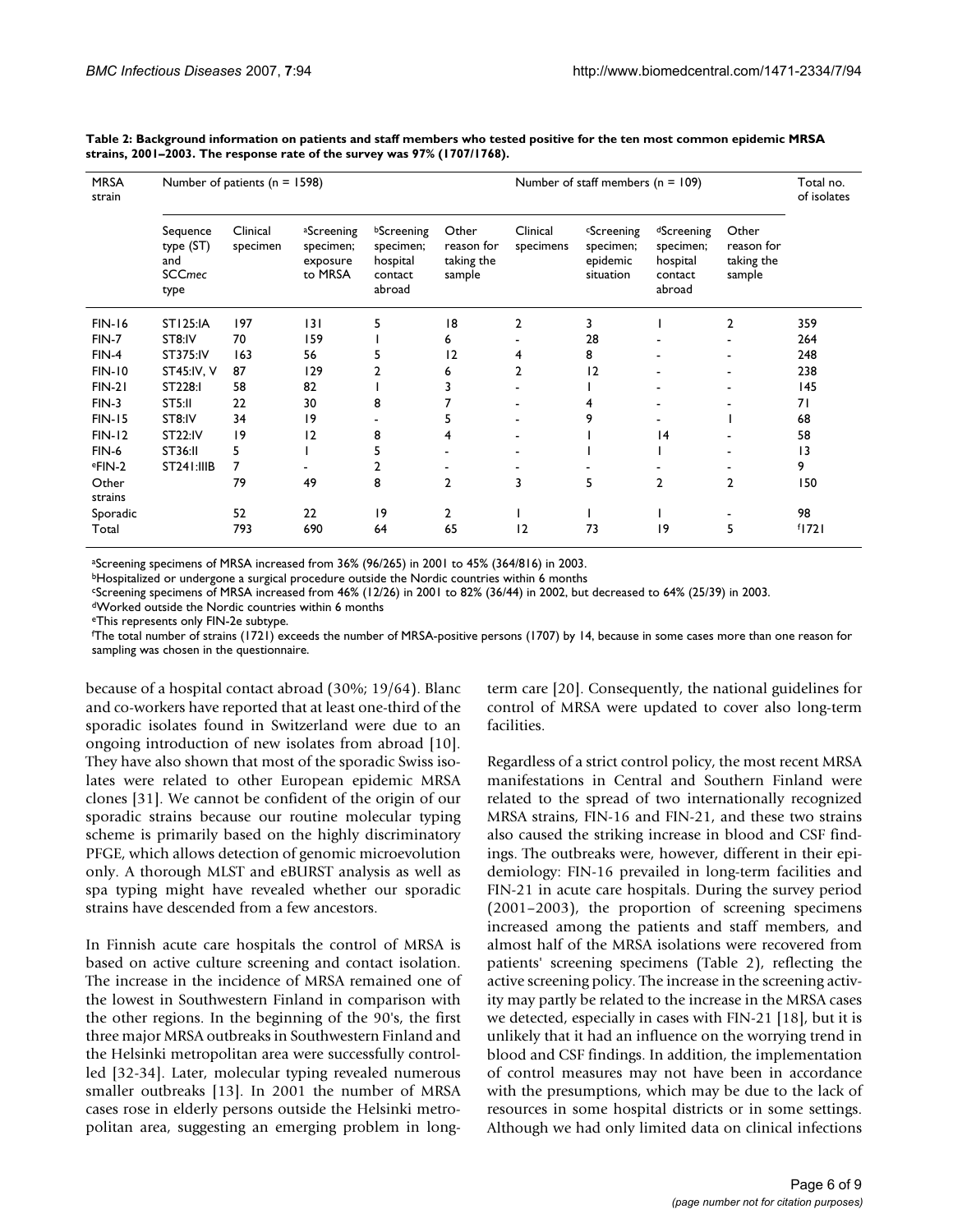**Table 2: Background information on patients and staff members who tested positive for the ten most common epidemic MRSA strains, 2001–2003. The response rate of the survey was 97% (1707/1768).**

| MRSA strain | Number of patients (n = 1598) | | | | | Number of staff members (n = 109) | | | | Total no. of isolates |
|---|---|---|---|---|---|---|---|---|---|---|
| | Sequence type (ST) and *SCCmec* type | Clinical specimen | [a]Screening specimen; exposure to MRSA | [b]Screening specimen; hospital contact abroad | Other reason for taking the sample | Clinical specimens | [c]Screening specimen; epidemic situation | [d]Screening specimen; hospital contact abroad | Other reason for taking the sample | |
| FIN-16 | ST125:IA | 197 | 131 | 5 | 18 | 2 | 3 | 1 | 2 | 359 |
| FIN-7 | ST8:IV | 70 | 159 | 1 | 6 | - | 28 | - | - | 264 |
| FIN-4 | ST375:IV | 163 | 56 | 5 | 12 | 4 | 8 | - | - | 248 |
| FIN-10 | ST45:IV, V | 87 | 129 | 2 | 6 | 2 | 12 | - | - | 238 |
| FIN-21 | ST228:I | 58 | 82 | 1 | 3 | - | 1 | - | - | 145 |
| FIN-3 | ST5:II | 22 | 30 | 8 | 7 | - | 4 | - | - | 71 |
| FIN-15 | ST8:IV | 34 | 19 | - | 5 | - | 9 | - | 1 | 68 |
| FIN-12 | ST22:IV | 19 | 12 | 8 | 4 | - | 1 | 14 | - | 58 |
| FIN-6 | ST36:II | 5 | 1 | 5 | - | - | 1 | 1 | - | 13 |
| [e]FIN-2 | ST241:IIIB | 7 | - | 2 | - | - | - | - | - | 9 |
| Other strains | | 79 | 49 | 8 | 2 | 3 | 5 | 2 | 2 | 150 |
| Sporadic | | 52 | 22 | 19 | 2 | 1 | 1 | 1 | - | 98 |
| Total | | 793 | 690 | 64 | 65 | 12 | 73 | 19 | 5 | [f]1721 |

[a]Screening specimens of MRSA increased from 36% (96/265) in 2001 to 45% (364/816) in 2003.
[b]Hospitalized or undergone a surgical procedure outside the Nordic countries within 6 months
[c]Screening specimens of MRSA increased from 46% (12/26) in 2001 to 82% (36/44) in 2002, but decreased to 64% (25/39) in 2003.
[d]Worked outside the Nordic countries within 6 months
[e]This represents only FIN-2e subtype.
[f]The total number of strains (1721) exceeds the number of MRSA-positive persons (1707) by 14, because in some cases more than one reason for sampling was chosen in the questionnaire.

because of a hospital contact abroad (30%; 19/64). Blanc and co-workers have reported that at least one-third of the sporadic isolates found in Switzerland were due to an ongoing introduction of new isolates from abroad [10]. They have also shown that most of the sporadic Swiss isolates were related to other European epidemic MRSA clones [31]. We cannot be confident of the origin of our sporadic strains because our routine molecular typing scheme is primarily based on the highly discriminatory PFGE, which allows detection of genomic microevolution only. A thorough MLST and eBURST analysis as well as spa typing might have revealed whether our sporadic strains have descended from a few ancestors.

In Finnish acute care hospitals the control of MRSA is based on active culture screening and contact isolation. The increase in the incidence of MRSA remained one of the lowest in Southwestern Finland in comparison with the other regions. In the beginning of the 90's, the first three major MRSA outbreaks in Southwestern Finland and the Helsinki metropolitan area were successfully controlled [32-34]. Later, molecular typing revealed numerous smaller outbreaks [13]. In 2001 the number of MRSA cases rose in elderly persons outside the Helsinki metropolitan area, suggesting an emerging problem in long-term care [20]. Consequently, the national guidelines for control of MRSA were updated to cover also long-term facilities.

Regardless of a strict control policy, the most recent MRSA manifestations in Central and Southern Finland were related to the spread of two internationally recognized MRSA strains, FIN-16 and FIN-21, and these two strains also caused the striking increase in blood and CSF findings. The outbreaks were, however, different in their epidemiology: FIN-16 prevailed in long-term facilities and FIN-21 in acute care hospitals. During the survey period (2001–2003), the proportion of screening specimens increased among the patients and staff members, and almost half of the MRSA isolations were recovered from patients' screening specimens (Table 2), reflecting the active screening policy. The increase in the screening activity may partly be related to the increase in the MRSA cases we detected, especially in cases with FIN-21 [18], but it is unlikely that it had an influence on the worrying trend in blood and CSF findings. In addition, the implementation of control measures may not have been in accordance with the presumptions, which may be due to the lack of resources in some hospital districts or in some settings. Although we had only limited data on clinical infections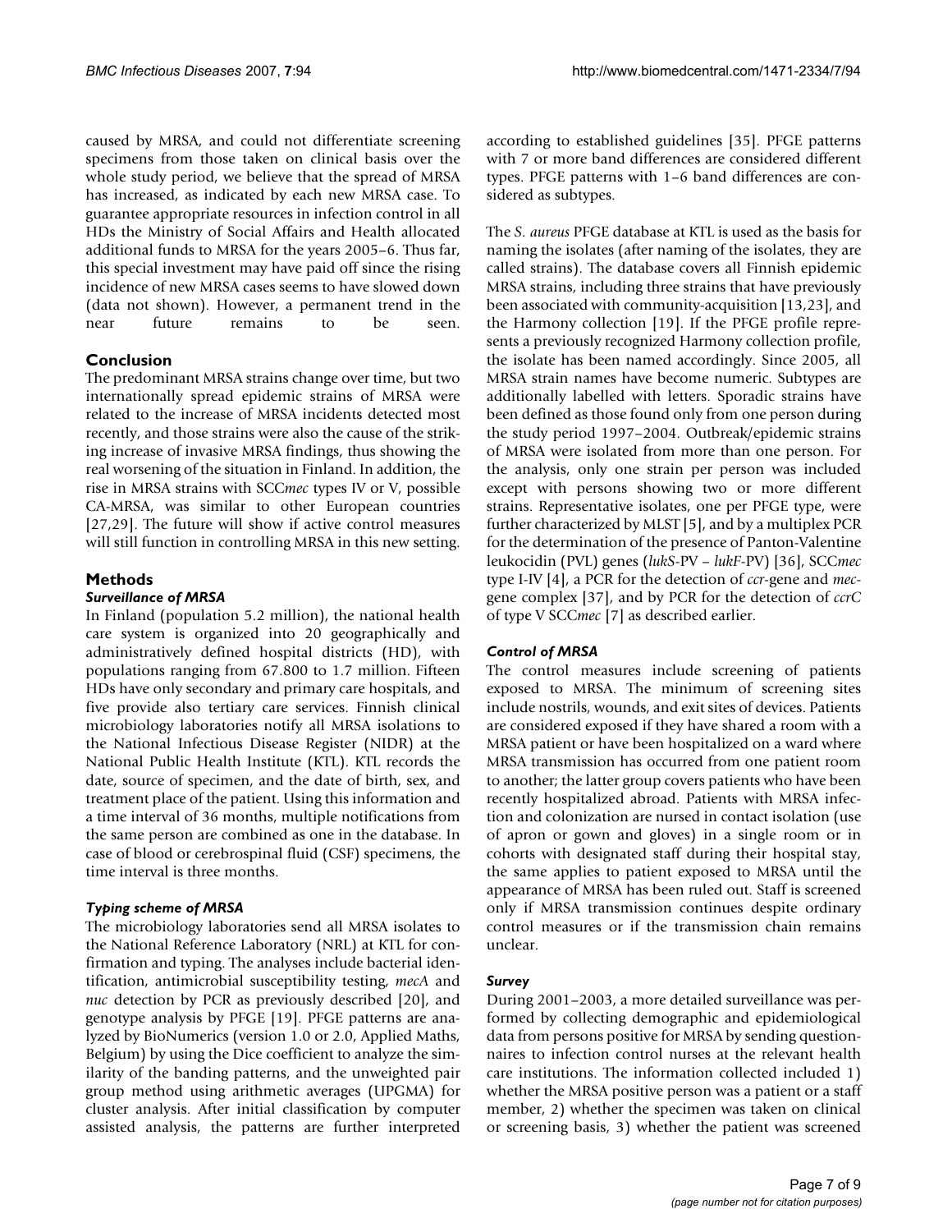caused by MRSA, and could not differentiate screening specimens from those taken on clinical basis over the whole study period, we believe that the spread of MRSA has increased, as indicated by each new MRSA case. To guarantee appropriate resources in infection control in all HDs the Ministry of Social Affairs and Health allocated additional funds to MRSA for the years 2005–6. Thus far, this special investment may have paid off since the rising incidence of new MRSA cases seems to have slowed down (data not shown). However, a permanent trend in the near future remains to be seen.

## Conclusion

The predominant MRSA strains change over time, but two internationally spread epidemic strains of MRSA were related to the increase of MRSA incidents detected most recently, and those strains were also the cause of the striking increase of invasive MRSA findings, thus showing the real worsening of the situation in Finland. In addition, the rise in MRSA strains with SCC*mec* types IV or V, possible CA-MRSA, was similar to other European countries [27,29]. The future will show if active control measures will still function in controlling MRSA in this new setting.

## Methods

### *Surveillance of MRSA*

In Finland (population 5.2 million), the national health care system is organized into 20 geographically and administratively defined hospital districts (HD), with populations ranging from 67.800 to 1.7 million. Fifteen HDs have only secondary and primary care hospitals, and five provide also tertiary care services. Finnish clinical microbiology laboratories notify all MRSA isolations to the National Infectious Disease Register (NIDR) at the National Public Health Institute (KTL). KTL records the date, source of specimen, and the date of birth, sex, and treatment place of the patient. Using this information and a time interval of 36 months, multiple notifications from the same person are combined as one in the database. In case of blood or cerebrospinal fluid (CSF) specimens, the time interval is three months.

### *Typing scheme of MRSA*

The microbiology laboratories send all MRSA isolates to the National Reference Laboratory (NRL) at KTL for confirmation and typing. The analyses include bacterial identification, antimicrobial susceptibility testing, *mecA* and *nuc* detection by PCR as previously described [20], and genotype analysis by PFGE [19]. PFGE patterns are analyzed by BioNumerics (version 1.0 or 2.0, Applied Maths, Belgium) by using the Dice coefficient to analyze the similarity of the banding patterns, and the unweighted pair group method using arithmetic averages (UPGMA) for cluster analysis. After initial classification by computer assisted analysis, the patterns are further interpreted according to established guidelines [35]. PFGE patterns with 7 or more band differences are considered different types. PFGE patterns with 1–6 band differences are considered as subtypes.

The *S. aureus* PFGE database at KTL is used as the basis for naming the isolates (after naming of the isolates, they are called strains). The database covers all Finnish epidemic MRSA strains, including three strains that have previously been associated with community-acquisition [13,23], and the Harmony collection [19]. If the PFGE profile represents a previously recognized Harmony collection profile, the isolate has been named accordingly. Since 2005, all MRSA strain names have become numeric. Subtypes are additionally labelled with letters. Sporadic strains have been defined as those found only from one person during the study period 1997–2004. Outbreak/epidemic strains of MRSA were isolated from more than one person. For the analysis, only one strain per person was included except with persons showing two or more different strains. Representative isolates, one per PFGE type, were further characterized by MLST [5], and by a multiplex PCR for the determination of the presence of Panton-Valentine leukocidin (PVL) genes (*lukS*-PV – *lukF*-PV) [36], SCC*mec* type I-IV [4], a PCR for the detection of *ccr*-gene and *mec*-gene complex [37], and by PCR for the detection of *ccrC* of type V SCC*mec* [7] as described earlier.

### *Control of MRSA*

The control measures include screening of patients exposed to MRSA. The minimum of screening sites include nostrils, wounds, and exit sites of devices. Patients are considered exposed if they have shared a room with a MRSA patient or have been hospitalized on a ward where MRSA transmission has occurred from one patient room to another; the latter group covers patients who have been recently hospitalized abroad. Patients with MRSA infection and colonization are nursed in contact isolation (use of apron or gown and gloves) in a single room or in cohorts with designated staff during their hospital stay, the same applies to patient exposed to MRSA until the appearance of MRSA has been ruled out. Staff is screened only if MRSA transmission continues despite ordinary control measures or if the transmission chain remains unclear.

### *Survey*

During 2001–2003, a more detailed surveillance was performed by collecting demographic and epidemiological data from persons positive for MRSA by sending questionnaires to infection control nurses at the relevant health care institutions. The information collected included 1) whether the MRSA positive person was a patient or a staff member, 2) whether the specimen was taken on clinical or screening basis, 3) whether the patient was screened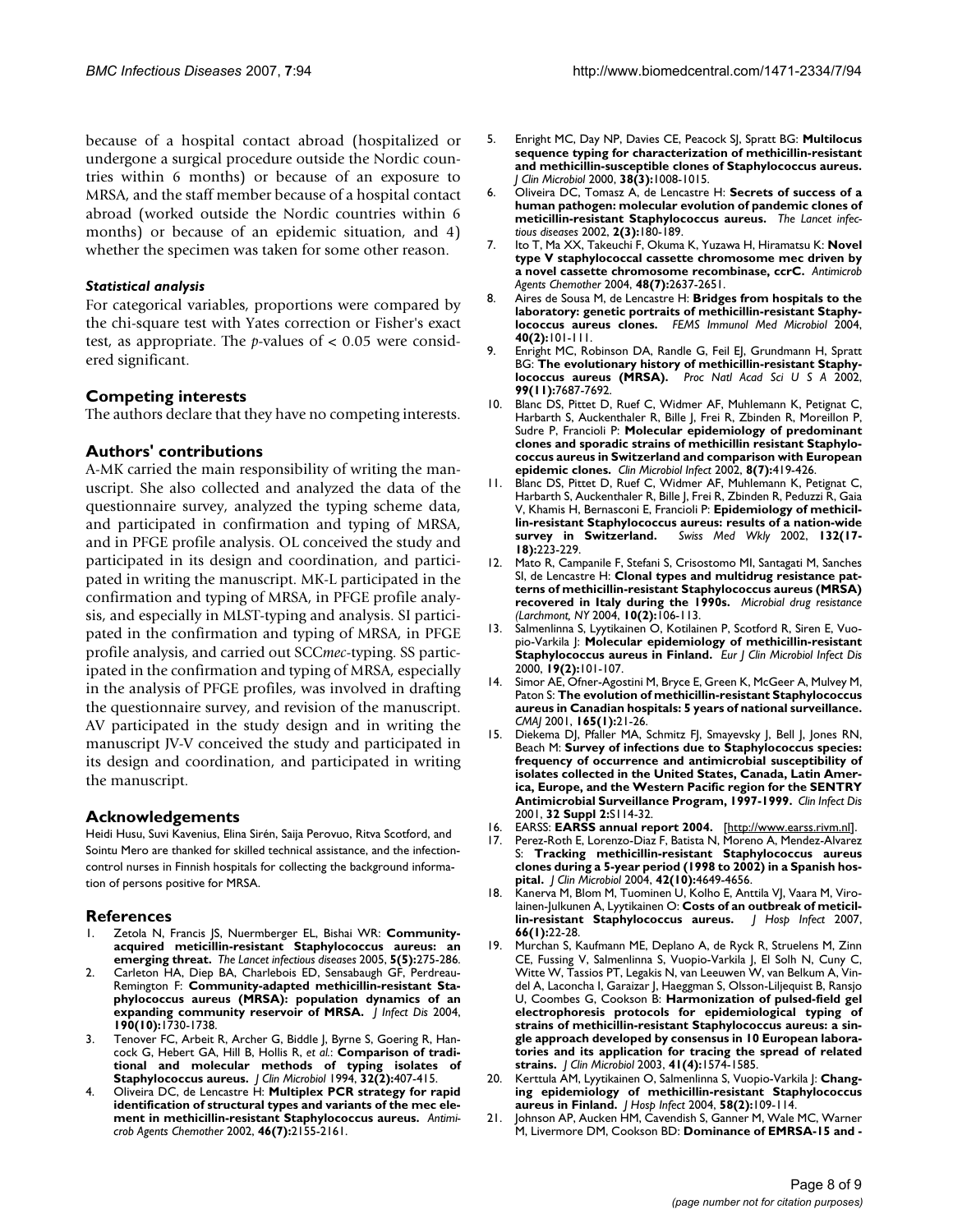because of a hospital contact abroad (hospitalized or undergone a surgical procedure outside the Nordic countries within 6 months) or because of an exposure to MRSA, and the staff member because of a hospital contact abroad (worked outside the Nordic countries within 6 months) or because of an epidemic situation, and 4) whether the specimen was taken for some other reason.

#### *Statistical analysis*

For categorical variables, proportions were compared by the chi-square test with Yates correction or Fisher's exact test, as appropriate. The *p*-values of < 0.05 were considered significant.

## Competing interests

The authors declare that they have no competing interests.

## Authors' contributions

A-MK carried the main responsibility of writing the manuscript. She also collected and analyzed the data of the questionnaire survey, analyzed the typing scheme data, and participated in confirmation and typing of MRSA, and in PFGE profile analysis. OL conceived the study and participated in its design and coordination, and participated in writing the manuscript. MK-L participated in the confirmation and typing of MRSA, in PFGE profile analysis, and especially in MLST-typing and analysis. SI participated in the confirmation and typing of MRSA, in PFGE profile analysis, and carried out SCC*mec*-typing. SS participated in the confirmation and typing of MRSA, especially in the analysis of PFGE profiles, was involved in drafting the questionnaire survey, and revision of the manuscript. AV participated in the study design and in writing the manuscript JV-V conceived the study and participated in its design and coordination, and participated in writing the manuscript.

## Acknowledgements

Heidi Husu, Suvi Kavenius, Elina Sirén, Saija Perovuo, Ritva Scotford, and Sointu Mero are thanked for skilled technical assistance, and the infection-control nurses in Finnish hospitals for collecting the background information of persons positive for MRSA.

## References

1. Zetola N, Francis JS, Nuermberger EL, Bishai WR: **Community-acquired meticillin-resistant Staphylococcus aureus: an emerging threat.** *The Lancet infectious diseases* 2005, **5(5):**275-286.
2. Carleton HA, Diep BA, Charlebois ED, Sensabaugh GF, Perdreau-Remington F: **Community-adapted methicillin-resistant Staphylococcus aureus (MRSA): population dynamics of an expanding community reservoir of MRSA.** *J Infect Dis* 2004, **190(10):**1730-1738.
3. Tenover FC, Arbeit R, Archer G, Biddle J, Byrne S, Goering R, Hancock G, Hebert GA, Hill B, Hollis R, *et al.*: **Comparison of traditional and molecular methods of typing isolates of Staphylococcus aureus.** *J Clin Microbiol* 1994, **32(2):**407-415.
4. Oliveira DC, de Lencastre H: **Multiplex PCR strategy for rapid identification of structural types and variants of the mec element in methicillin-resistant Staphylococcus aureus.** *Antimicrob Agents Chemother* 2002, **46(7):**2155-2161.
5. Enright MC, Day NP, Davies CE, Peacock SJ, Spratt BG: **Multilocus sequence typing for characterization of methicillin-resistant and methicillin-susceptible clones of Staphylococcus aureus.** *J Clin Microbiol* 2000, **38(3):**1008-1015.
6. Oliveira DC, Tomasz A, de Lencastre H: **Secrets of success of a human pathogen: molecular evolution of pandemic clones of meticillin-resistant Staphylococcus aureus.** *The Lancet infectious diseases* 2002, **2(3):**180-189.
7. Ito T, Ma XX, Takeuchi F, Okuma K, Yuzawa H, Hiramatsu K: **Novel type V staphylococcal cassette chromosome mec driven by a novel cassette chromosome recombinase, ccrC.** *Antimicrob Agents Chemother* 2004, **48(7):**2637-2651.
8. Aires de Sousa M, de Lencastre H: **Bridges from hospitals to the laboratory: genetic portraits of methicillin-resistant Staphylococcus aureus clones.** *FEMS Immunol Med Microbiol* 2004, **40(2):**101-111.
9. Enright MC, Robinson DA, Randle G, Feil EJ, Grundmann H, Spratt BG: **The evolutionary history of methicillin-resistant Staphylococcus aureus (MRSA).** *Proc Natl Acad Sci U S A* 2002, **99(11):**7687-7692.
10. Blanc DS, Pittet D, Ruef C, Widmer AF, Muhlemann K, Petignat C, Harbarth S, Auckenthaler R, Bille J, Frei R, Zbinden R, Moreillon P, Sudre P, Francioli P: **Molecular epidemiology of predominant clones and sporadic strains of methicillin resistant Staphylococcus aureus in Switzerland and comparison with European epidemic clones.** *Clin Microbiol Infect* 2002, **8(7):**419-426.
11. Blanc DS, Pittet D, Ruef C, Widmer AF, Muhlemann K, Petignat C, Harbarth S, Auckenthaler R, Bille J, Frei R, Zbinden R, Peduzzi R, Gaia V, Khamis H, Bernasconi E, Francioli P: **Epidemiology of methicillin-resistant Staphylococcus aureus: results of a nation-wide survey in Switzerland.** *Swiss Med Wkly* 2002, **132(17-18):**223-229.
12. Mato R, Campanile F, Stefani S, Crisostomo MI, Santagati M, Sanches SI, de Lencastre H: **Clonal types and multidrug resistance patterns of methicillin-resistant Staphylococcus aureus (MRSA) recovered in Italy during the 1990s.** *Microbial drug resistance (Larchmont, NY* 2004, **10(2):**106-113.
13. Salmenlinna S, Lyytikainen O, Kotilainen P, Scotford R, Siren E, Vuopio-Varkila J: **Molecular epidemiology of methicillin-resistant Staphylococcus aureus in Finland.** *Eur J Clin Microbiol Infect Dis* 2000, **19(2):**101-107.
14. Simor AE, Ofner-Agostini M, Bryce E, Green K, McGeer A, Mulvey M, Paton S: **The evolution of methicillin-resistant Staphylococcus aureus in Canadian hospitals: 5 years of national surveillance.** *CMAJ* 2001, **165(1):**21-26.
15. Diekema DJ, Pfaller MA, Schmitz FJ, Smayevsky J, Bell J, Jones RN, Beach M: **Survey of infections due to Staphylococcus species: frequency of occurrence and antimicrobial susceptibility of isolates collected in the United States, Canada, Latin America, Europe, and the Western Pacific region for the SENTRY Antimicrobial Surveillance Program, 1997-1999.** *Clin Infect Dis* 2001, **32 Suppl 2:**S114-32.
16. EARSS: **EARSS annual report 2004.** [http://www.earss.rivm.nl].
17. Perez-Roth E, Lorenzo-Diaz F, Batista N, Moreno A, Mendez-Alvarez S: **Tracking methicillin-resistant Staphylococcus aureus clones during a 5-year period (1998 to 2002) in a Spanish hospital.** *J Clin Microbiol* 2004, **42(10):**4649-4656.
18. Kanerva M, Blom M, Tuominen U, Kolho E, Anttila VJ, Vaara M, Virolainen-Julkunen A, Lyytikainen O: **Costs of an outbreak of meticillin-resistant Staphylococcus aureus.** *J Hosp Infect* 2007, **66(1):**22-28.
19. Murchan S, Kaufmann ME, Deplano A, de Ryck R, Struelens M, Zinn CE, Fussing V, Salmenlinna S, Vuopio-Varkila J, El Solh N, Cuny C, Witte W, Tassios PT, Legakis N, van Leeuwen W, van Belkum A, Vindel A, Laconcha I, Garaizar J, Haeggman S, Olsson-Liljequist B, Ransjo U, Coombes G, Cookson B: **Harmonization of pulsed-field gel electrophoresis protocols for epidemiological typing of strains of methicillin-resistant Staphylococcus aureus: a single approach developed by consensus in 10 European laboratories and its application for tracing the spread of related strains.** *J Clin Microbiol* 2003, **41(4):**1574-1585.
20. Kerttula AM, Lyytikainen O, Salmenlinna S, Vuopio-Varkila J: **Changing epidemiology of methicillin-resistant Staphylococcus aureus in Finland.** *J Hosp Infect* 2004, **58(2):**109-114.
21. Johnson AP, Aucken HM, Cavendish S, Ganner M, Wale MC, Warner M, Livermore DM, Cookson BD: **Dominance of EMRSA-15 and -**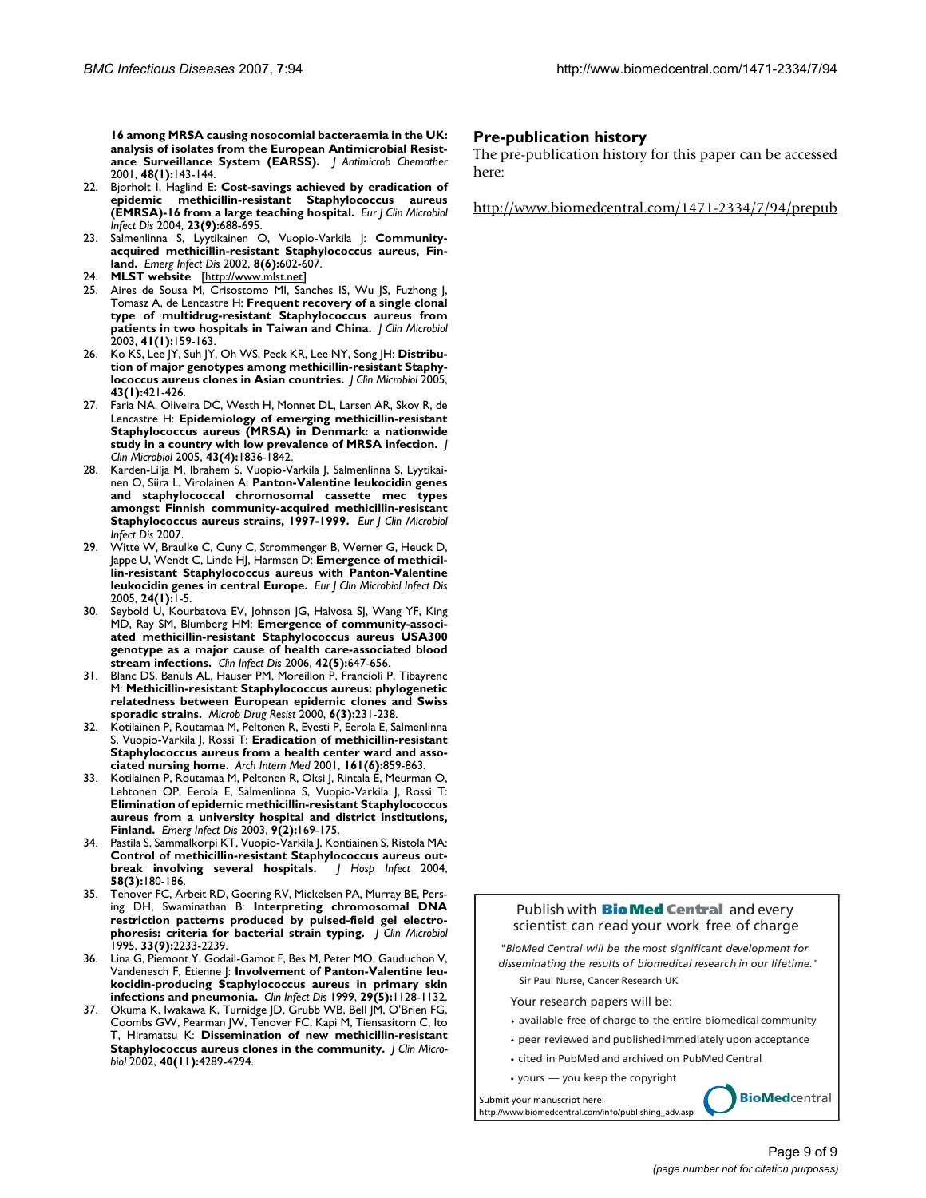16 among MRSA causing nosocomial bacteraemia in the UK: analysis of isolates from the European Antimicrobial Resistance Surveillance System (EARSS).** *J Antimicrob Chemother* 2001, **48(1):**143-144.

22. Bjorholt I, Haglind E: **Cost-savings achieved by eradication of epidemic methicillin-resistant Staphylococcus aureus (EMRSA)-16 from a large teaching hospital.** *Eur J Clin Microbiol Infect Dis* 2004, **23(9):**688-695.
23. Salmenlinna S, Lyytikainen O, Vuopio-Varkila J: **Community-acquired methicillin-resistant Staphylococcus aureus, Finland.** *Emerg Infect Dis* 2002, **8(6):**602-607.
24. **MLST website** [http://www.mlst.net]
25. Aires de Sousa M, Crisostomo MI, Sanches IS, Wu JS, Fuzhong J, Tomasz A, de Lencastre H: **Frequent recovery of a single clonal type of multidrug-resistant Staphylococcus aureus from patients in two hospitals in Taiwan and China.** *J Clin Microbiol* 2003, **41(1):**159-163.
26. Ko KS, Lee JY, Suh JY, Oh WS, Peck KR, Lee NY, Song JH: **Distribution of major genotypes among methicillin-resistant Staphylococcus aureus clones in Asian countries.** *J Clin Microbiol* 2005, **43(1):**421-426.
27. Faria NA, Oliveira DC, Westh H, Monnet DL, Larsen AR, Skov R, de Lencastre H: **Epidemiology of emerging methicillin-resistant Staphylococcus aureus (MRSA) in Denmark: a nationwide study in a country with low prevalence of MRSA infection.** *J Clin Microbiol* 2005, **43(4):**1836-1842.
28. Karden-Lilja M, Ibrahem S, Vuopio-Varkila J, Salmenlinna S, Lyytikainen O, Siira L, Virolainen A: **Panton-Valentine leukocidin genes and staphylococcal chromosomal cassette mec types amongst Finnish community-acquired methicillin-resistant Staphylococcus aureus strains, 1997-1999.** *Eur J Clin Microbiol Infect Dis* 2007.
29. Witte W, Braulke C, Cuny C, Strommenger B, Werner G, Heuck D, Jappe U, Wendt C, Linde HJ, Harmsen D: **Emergence of methicillin-resistant Staphylococcus aureus with Panton-Valentine leukocidin genes in central Europe.** *Eur J Clin Microbiol Infect Dis* 2005, **24(1):**1-5.
30. Seybold U, Kourbatova EV, Johnson JG, Halvosa SJ, Wang YF, King MD, Ray SM, Blumberg HM: **Emergence of community-associated methicillin-resistant Staphylococcus aureus USA300 genotype as a major cause of health care-associated blood stream infections.** *Clin Infect Dis* 2006, **42(5):**647-656.
31. Blanc DS, Banuls AL, Hauser PM, Moreillon P, Francioli P, Tibayrenc M: **Methicillin-resistant Staphylococcus aureus: phylogenetic relatedness between European epidemic clones and Swiss sporadic strains.** *Microb Drug Resist* 2000, **6(3):**231-238.
32. Kotilainen P, Routamaa M, Peltonen R, Evesti P, Eerola E, Salmenlinna S, Vuopio-Varkila J, Rossi T: **Eradication of methicillin-resistant Staphylococcus aureus from a health center ward and associated nursing home.** *Arch Intern Med* 2001, **161(6):**859-863.
33. Kotilainen P, Routamaa M, Peltonen R, Oksi J, Rintala E, Meurman O, Lehtonen OP, Eerola E, Salmenlinna S, Vuopio-Varkila J, Rossi T: **Elimination of epidemic methicillin-resistant Staphylococcus aureus from a university hospital and district institutions, Finland.** *Emerg Infect Dis* 2003, **9(2):**169-175.
34. Pastila S, Sammalkorpi KT, Vuopio-Varkila J, Kontiainen S, Ristola MA: **Control of methicillin-resistant Staphylococcus aureus outbreak involving several hospitals.** *J Hosp Infect* 2004, **58(3):**180-186.
35. Tenover FC, Arbeit RD, Goering RV, Mickelsen PA, Murray BE, Persing DH, Swaminathan B: **Interpreting chromosomal DNA restriction patterns produced by pulsed-field gel electrophoresis: criteria for bacterial strain typing.** *J Clin Microbiol* 1995, **33(9):**2233-2239.
36. Lina G, Piemont Y, Godail-Gamot F, Bes M, Peter MO, Gauduchon V, Vandenesch F, Etienne J: **Involvement of Panton-Valentine leukocidin-producing Staphylococcus aureus in primary skin infections and pneumonia.** *Clin Infect Dis* 1999, **29(5):**1128-1132.
37. Okuma K, Iwakawa K, Turnidge JD, Grubb WB, Bell JM, O'Brien FG, Coombs GW, Pearman JW, Tenover FC, Kapi M, Tiensasitorn C, Ito T, Hiramatsu K: **Dissemination of new methicillin-resistant Staphylococcus aureus clones in the community.** *J Clin Microbiol* 2002, **40(11):**4289-4294.

## Pre-publication history

The pre-publication history for this paper can be accessed here:

http://www.biomedcentral.com/1471-2334/7/94/prepub

Publish with **BioMed Central** and every scientist can read your work free of charge

*"BioMed Central will be the most significant development for disseminating the results of biomedical research in our lifetime."*

Sir Paul Nurse, Cancer Research UK

Your research papers will be:

- available free of charge to the entire biomedical community
- peer reviewed and published immediately upon acceptance
- cited in PubMed and archived on PubMed Central
- yours — you keep the copyright

Submit your manuscript here:
http://www.biomedcentral.com/info/publishing_adv.asp

BioMedcentral